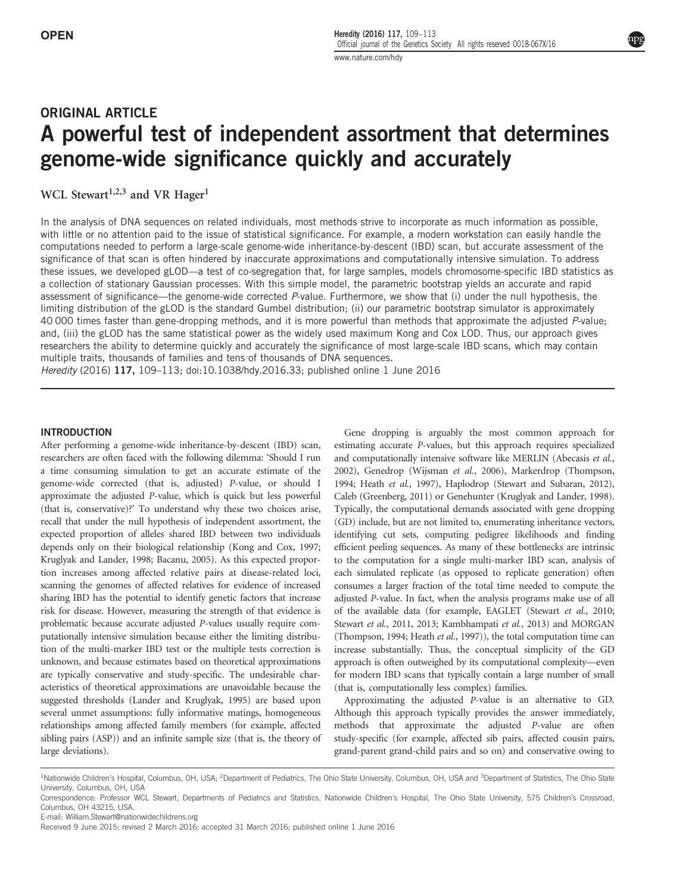OPEN

ORIGINAL ARTICLE

# A powerful test of independent assortment that determines genome-wide significance quickly and accurately

WCL Stewart[1,2,3] and VR Hager[1]

In the analysis of DNA sequences on related individuals, most methods strive to incorporate as much information as possible, with little or no attention paid to the issue of statistical significance. For example, a modern workstation can easily handle the computations needed to perform a large-scale genome-wide inheritance-by-descent (IBD) scan, but accurate assessment of the significance of that scan is often hindered by inaccurate approximations and computationally intensive simulation. To address these issues, we developed gLOD—a test of co-segregation that, for large samples, models chromosome-specific IBD statistics as a collection of stationary Gaussian processes. With this simple model, the parametric bootstrap yields an accurate and rapid assessment of significance—the genome-wide corrected *P*-value. Furthermore, we show that (i) under the null hypothesis, the limiting distribution of the gLOD is the standard Gumbel distribution; (ii) our parametric bootstrap simulator is approximately 40 000 times faster than gene-dropping methods, and it is more powerful than methods that approximate the adjusted *P*-value; and, (iii) the gLOD has the same statistical power as the widely used maximum Kong and Cox LOD. Thus, our approach gives researchers the ability to determine quickly and accurately the significance of most large-scale IBD scans, which may contain multiple traits, thousands of families and tens of thousands of DNA sequences.

*Heredity* (2016) **117,** 109–113; doi:10.1038/hdy.2016.33; published online 1 June 2016

## INTRODUCTION

After performing a genome-wide inheritance-by-descent (IBD) scan, researchers are often faced with the following dilemma: 'Should I run a time consuming simulation to get an accurate estimate of the genome-wide corrected (that is, adjusted) *P*-value, or should I approximate the adjusted *P*-value, which is quick but less powerful (that is, conservative)?' To understand why these two choices arise, recall that under the null hypothesis of independent assortment, the expected proportion of alleles shared IBD between two individuals depends only on their biological relationship (Kong and Cox, 1997; Kruglyak and Lander, 1998; Bacanu, 2005). As this expected proportion increases among affected relative pairs at disease-related loci, scanning the genomes of affected relatives for evidence of increased sharing IBD has the potential to identify genetic factors that increase risk for disease. However, measuring the strength of that evidence is problematic because accurate adjusted *P*-values usually require computationally intensive simulation because either the limiting distribution of the multi-marker IBD test or the multiple tests correction is unknown, and because estimates based on theoretical approximations are typically conservative and study-specific. The undesirable characteristics of theoretical approximations are unavoidable because the suggested thresholds (Lander and Kruglyak, 1995) are based upon several unmet assumptions: fully informative matings, homogeneous relationships among affected family members (for example, affected sibling pairs (ASP)) and an infinite sample size (that is, the theory of large deviations).

Gene dropping is arguably the most common approach for estimating accurate *P*-values, but this approach requires specialized and computationally intensive software like MERLIN (Abecasis *et al.*, 2002), Genedrop (Wijsman *et al.*, 2006), Markerdrop (Thompson, 1994; Heath *et al.*, 1997), Haplodrop (Stewart and Subaran, 2012), Caleb (Greenberg, 2011) or Genehunter (Kruglyak and Lander, 1998). Typically, the computational demands associated with gene dropping (GD) include, but are not limited to, enumerating inheritance vectors, identifying cut sets, computing pedigree likelihoods and finding efficient peeling sequences. As many of these bottlenecks are intrinsic to the computation for a single multi-marker IBD scan, analysis of each simulated replicate (as opposed to replicate generation) often consumes a larger fraction of the total time needed to compute the adjusted *P*-value. In fact, when the analysis programs make use of all of the available data (for example, EAGLET (Stewart *et al.*, 2010; Stewart *et al.*, 2011, 2013; Kambhampati *et al.*, 2013) and MORGAN (Thompson, 1994; Heath *et al.*, 1997)), the total computation time can increase substantially. Thus, the conceptual simplicity of the GD approach is often outweighed by its computational complexity—even for modern IBD scans that typically contain a large number of small (that is, computationally less complex) families.

Approximating the adjusted *P*-value is an alternative to GD. Although this approach typically provides the answer immediately, methods that approximate the adjusted *P*-value are often study-specific (for example, affected sib pairs, affected cousin pairs, grand-parent grand-child pairs and so on) and conservative owing to

[1]Nationwide Children's Hospital, Columbus, OH, USA; [2]Department of Pediatrics, The Ohio State University, Columbus, OH, USA and [3]Department of Statistics, The Ohio State University, Columbus, OH, USA

Correspondence: Professor WCL Stewart, Departments of Pediatrics and Statistics, Nationwide Children's Hospital, The Ohio State University, 575 Children's Crossroad, Columbus, OH 43215, USA.

E-mail: William.Stewart@nationwidechildrens.org

Received 9 June 2015; revised 2 March 2016; accepted 31 March 2016; published online 1 June 2016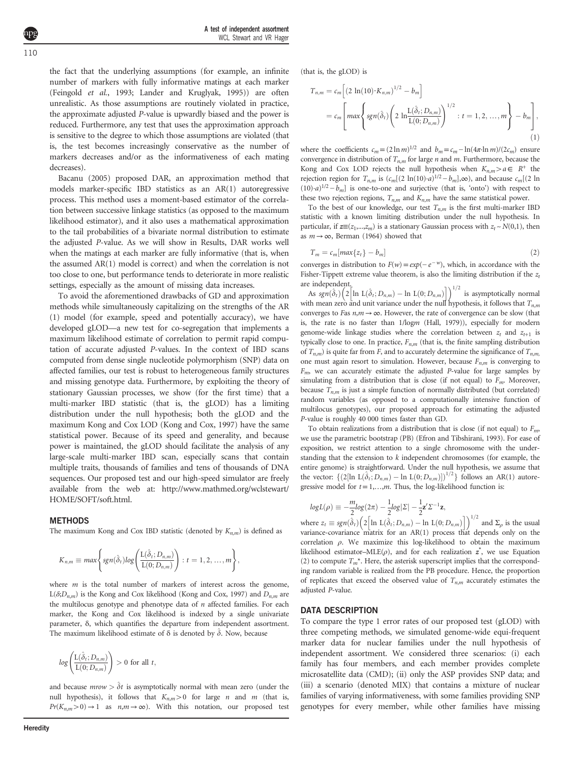the fact that the underlying assumptions (for example, an infinite number of markers with fully informative matings at each marker (Feingold *et al.*, 1993; Lander and Kruglyak, 1995)) are often unrealistic. As those assumptions are routinely violated in practice, the approximate adjusted *P*-value is upwardly biased and the power is reduced. Furthermore, any test that uses the approximation approach is sensitive to the degree to which those assumptions are violated (that is, the test becomes increasingly conservative as the number of markers decreases and/or as the informativeness of each mating decreases).

Bacanu (2005) proposed DAR, an approximation method that models marker-specific IBD statistics as an AR(1) autoregressive process. This method uses a moment-based estimator of the correlation between successive linkage statistics (as opposed to the maximum likelihood estimator), and it also uses a mathematical approximation to the tail probabilities of a bivariate normal distribution to estimate the adjusted *P*-value. As we will show in Results, DAR works well when the matings at each marker are fully informative (that is, when the assumed AR(1) model is correct) and when the correlation is not too close to one, but performance tends to deteriorate in more realistic settings, especially as the amount of missing data increases.

To avoid the aforementioned drawbacks of GD and approximation methods while simultaneously capitalizing on the strengths of the AR (1) model (for example, speed and potentially accuracy), we have developed gLOD—a new test for co-segregation that implements a maximum likelihood estimate of correlation to permit rapid computation of accurate adjusted *P*-values. In the context of IBD scans computed from dense single nucleotide polymorphism (SNP) data on affected families, our test is robust to heterogeneous family structures and missing genotype data. Furthermore, by exploiting the theory of stationary Gaussian processes, we show (for the first time) that a multi-marker IBD statistic (that is, the gLOD) has a limiting distribution under the null hypothesis; both the gLOD and the maximum Kong and Cox LOD (Kong and Cox, 1997) have the same statistical power. Because of its speed and generality, and because power is maintained, the gLOD should facilitate the analysis of any large-scale multi-marker IBD scan, especially scans that contain multiple traits, thousands of families and tens of thousands of DNA sequences. Our proposed test and our high-speed simulator are freely available from the web at: http://www.mathmed.org/wclstewart/HOME/SOFT/soft.html.

## METHODS

The maximum Kong and Cox IBD statistic (denoted by $K_{n,m}$) is defined as

$$K_{n,m} \equiv max\left\{ sgn(\hat{\delta}_t) log\left(\frac{L(\hat{\delta}_t; D_{n,m})}{L(0; D_{n,m})}\right) : t = 1, 2, \ldots, m \right\},$$

where $m$ is the total number of markers of interest across the genome, $L(\delta; D_{n,m})$ is the Kong and Cox likelihood (Kong and Cox, 1997) and $D_{n,m}$ are the multilocus genotype and phenotype data of $n$ affected families. For each marker, the Kong and Cox likelihood is indexed by a single univariate parameter, δ, which quantifies the departure from independent assortment. The maximum likelihood estimate of δ is denoted by $\hat{\delta}$. Now, because

$$log\left(\frac{L(\hat{\delta}_t; D_{n,m})}{L(0; D_{n,m})}\right) > 0 \text{ for all } t,$$

and because $mrow > \hat{\delta}t$ is asymptotically normal with mean zero (under the null hypothesis), it follows that $K_{n,m}>0$ for large $n$ and $m$ (that is, $Pr(K_{n,m}>0) \to 1$ as $n,m \to \infty$). With this notation, our proposed test (that is, the gLOD) is

$$T_{n,m} = c_m\left[(2\ \ln(10)\cdot K_{n,m})^{1/2} - b_m\right] = c_m\left[ max\left\{ sgn(\hat{\delta}_t)\left(2\ \ln\frac{L(\hat{\delta}_t; D_{n,m})}{L(0; D_{n,m})}\right)^{1/2} : t = 1, 2, \ldots, m \right\} - b_m \right], \quad (1)$$

where the coefficients $c_m = (2\ln m)^{1/2}$ and $b_m = c_m - \ln(4\pi\cdot\ln m)/(2c_m)$ ensure convergence in distribution of $T_{n,m}$ for large $n$ and $m$. Furthermore, because the Kong and Cox LOD rejects the null hypothesis when $K_{n,m} > a \in R^+$ the rejection region for $T_{n,m}$ is $(c_m[(2\ \ln(10)\cdot a)^{1/2} - b_m], \infty)$, and because $c_m[(2\ \ln(10)\cdot a)^{1/2} - b_m]$ is one-to-one and surjective (that is, 'onto') with respect to these two rejection regions, $T_{n,m}$ and $K_{n,m}$ have the same statistical power.

To the best of our knowledge, our test $T_{n,m}$ is the first multi-marker IBD statistic with a known limiting distribution under the null hypothesis. In particular, if $\mathbf{z} \equiv (z_1, \ldots, z_m)$ is a stationary Gaussian process with $z_t \sim N(0,1)$, then as $m \to \infty$, Berman (1964) showed that

$$T_m = c_m[max\{z_t\} - b_m] \quad (2)$$

converges in distribution to $F(w) = exp(-e^{-w})$, which, in accordance with the Fisher-Tippett extreme value theorem, is also the limiting distribution if the $z_t$ are independent.

As $sgn(\hat{\delta}_t)\left(2\left[\ln\ L(\hat{\delta}_t; D_{n,m}) - \ln\ L(0; D_{n,m})\right]\right)^{1/2}$ is asymptotically normal with mean zero and unit variance under the null hypothesis, it follows that $T_{n,m}$ converges to *F*as $n,m \to \infty$. However, the rate of convergence can be slow (that is, the rate is no faster than $1/\log m$ (Hall, 1979)), especially for modern genome-wide linkage studies where the correlation between $z_t$ and $z_{t+1}$ is typically close to one. In practice, $F_{n,m}$ (that is, the finite sampling distribution of $T_{n,m}$) is quite far from $F$, and to accurately determine the significance of $T_{n,m}$, one must again resort to simulation. However, because $F_{n,m}$ is converging to $F_m$, we can accurately estimate the adjusted *P*-value for large samples by simulating from a distribution that is close (if not equal) to $F_m$. Moreover, because $T_{n,m}$ is just a simple function of normally distributed (but correlated) random variables (as opposed to a computationally intensive function of multilocus genotypes), our proposed approach for estimating the adjusted *P*-value is roughly 40 000 times faster than GD.

To obtain realizations from a distribution that is close (if not equal) to $F_m$, we use the parametric bootstrap (PB) (Efron and Tibshirani, 1993). For ease of exposition, we restrict attention to a single chromosome with the understanding that the extension to $k$ independent chromosomes (for example, the entire genome) is straightforward. Under the null hypothesis, we assume that the vector: $\{(2[\ln\ L(\hat{\delta}_t; D_{n,m}) - \ln\ L(0; D_{n,m})])^{1/2}\}$ follows an AR(1) autoregressive model for $t = 1, \ldots, m$. Thus, the log-likelihood function is:

$$logL(\rho) \equiv -\frac{m}{2}log(2\pi) - \frac{1}{2}log|\Sigma| - \frac{1}{2}\mathbf{z}'\Sigma^{-1}\mathbf{z},$$

where $z_t \equiv sgn(\hat{\delta}_t)\left(2\left[\ln\ L(\hat{\delta}_t; D_{n,m}) - \ln\ L(0; D_{n,m})\right]\right)^{1/2}$ and $\Sigma_\rho$ is the usual variance-covariance matrix for an AR(1) process that depends only on the correlation $\rho$. We maximize this log-likelihood to obtain the maximum likelihood estimator–MLE($\rho$), and for each realization $\mathbf{z}^*$, we use Equation (2) to compute $T_m^*$. Here, the asterisk superscript implies that the corresponding random variable is realized from the PB procedure. Hence, the proportion of replicates that exceed the observed value of $T_{n,m}$ accurately estimates the adjusted *P*-value.

## DATA DESCRIPTION

To compare the type 1 error rates of our proposed test (gLOD) with three competing methods, we simulated genome-wide equi-frequent marker data for nuclear families under the null hypothesis of independent assortment. We considered three scenarios: (i) each family has four members, and each member provides complete microsatellite data (CMD); (ii) only the ASP provides SNP data; and (iii) a scenario (denoted MIX) that contains a mixture of nuclear families of varying informativeness, with some families providing SNP genotypes for every member, while other families have missing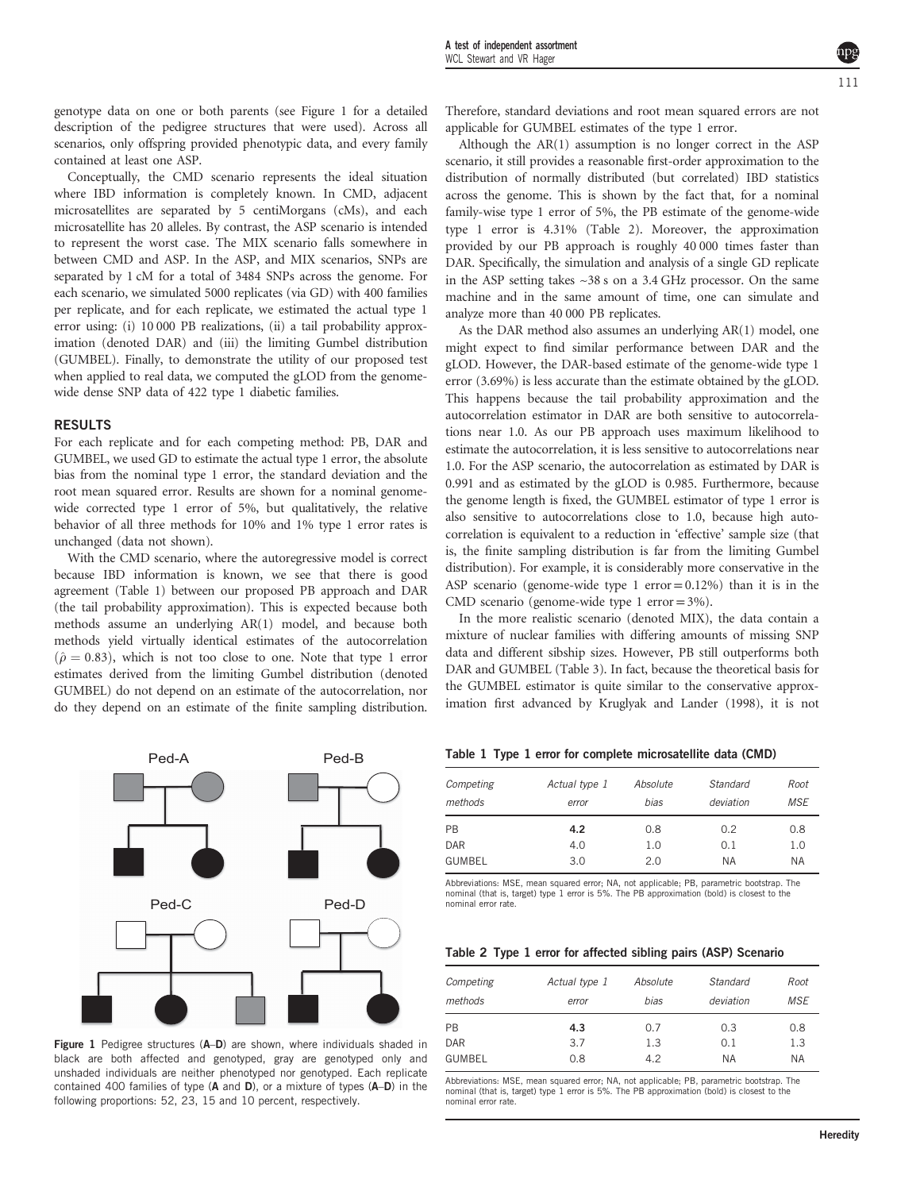genotype data on one or both parents (see Figure 1 for a detailed description of the pedigree structures that were used). Across all scenarios, only offspring provided phenotypic data, and every family contained at least one ASP.

Conceptually, the CMD scenario represents the ideal situation where IBD information is completely known. In CMD, adjacent microsatellites are separated by 5 centiMorgans (cMs), and each microsatellite has 20 alleles. By contrast, the ASP scenario is intended to represent the worst case. The MIX scenario falls somewhere in between CMD and ASP. In the ASP, and MIX scenarios, SNPs are separated by 1 cM for a total of 3484 SNPs across the genome. For each scenario, we simulated 5000 replicates (via GD) with 400 families per replicate, and for each replicate, we estimated the actual type 1 error using: (i) 10 000 PB realizations, (ii) a tail probability approximation (denoted DAR) and (iii) the limiting Gumbel distribution (GUMBEL). Finally, to demonstrate the utility of our proposed test when applied to real data, we computed the gLOD from the genome-wide dense SNP data of 422 type 1 diabetic families.

## RESULTS

For each replicate and for each competing method: PB, DAR and GUMBEL, we used GD to estimate the actual type 1 error, the absolute bias from the nominal type 1 error, the standard deviation and the root mean squared error. Results are shown for a nominal genome-wide corrected type 1 error of 5%, but qualitatively, the relative behavior of all three methods for 10% and 1% type 1 error rates is unchanged (data not shown).

With the CMD scenario, where the autoregressive model is correct because IBD information is known, we see that there is good agreement (Table 1) between our proposed PB approach and DAR (the tail probability approximation). This is expected because both methods assume an underlying AR(1) model, and because both methods yield virtually identical estimates of the autocorrelation ($\hat{\rho} = 0.83$), which is not too close to one. Note that type 1 error estimates derived from the limiting Gumbel distribution (denoted GUMBEL) do not depend on an estimate of the autocorrelation, nor do they depend on an estimate of the finite sampling distribution. Therefore, standard deviations and root mean squared errors are not applicable for GUMBEL estimates of the type 1 error.

Although the AR(1) assumption is no longer correct in the ASP scenario, it still provides a reasonable first-order approximation to the distribution of normally distributed (but correlated) IBD statistics across the genome. This is shown by the fact that, for a nominal family-wise type 1 error of 5%, the PB estimate of the genome-wide type 1 error is 4.31% (Table 2). Moreover, the approximation provided by our PB approach is roughly 40 000 times faster than DAR. Specifically, the simulation and analysis of a single GD replicate in the ASP setting takes ~38 s on a 3.4 GHz processor. On the same machine and in the same amount of time, one can simulate and analyze more than 40 000 PB replicates.

As the DAR method also assumes an underlying AR(1) model, one might expect to find similar performance between DAR and the gLOD. However, the DAR-based estimate of the genome-wide type 1 error (3.69%) is less accurate than the estimate obtained by the gLOD. This happens because the tail probability approximation and the autocorrelation estimator in DAR are both sensitive to autocorrelations near 1.0. As our PB approach uses maximum likelihood to estimate the autocorrelation, it is less sensitive to autocorrelations near 1.0. For the ASP scenario, the autocorrelation as estimated by DAR is 0.991 and as estimated by the gLOD is 0.985. Furthermore, because the genome length is fixed, the GUMBEL estimator of type 1 error is also sensitive to autocorrelations close to 1.0, because high autocorrelation is equivalent to a reduction in 'effective' sample size (that is, the finite sampling distribution is far from the limiting Gumbel distribution). For example, it is considerably more conservative in the ASP scenario (genome-wide type 1 error = 0.12%) than it is in the CMD scenario (genome-wide type 1 error = 3%).

In the more realistic scenario (denoted MIX), the data contain a mixture of nuclear families with differing amounts of missing SNP data and different sibship sizes. However, PB still outperforms both DAR and GUMBEL (Table 3). In fact, because the theoretical basis for the GUMBEL estimator is quite similar to the conservative approximation first advanced by Kruglyak and Lander (1998), it is not

Ped-A
Ped-B
Ped-C
Ped-D

Figure 1 Pedigree structures (**A**–**D**) are shown, where individuals shaded in black are both affected and genotyped, gray are genotyped only and unshaded individuals are neither phenotyped nor genotyped. Each replicate contained 400 families of type (**A** and **D**), or a mixture of types (**A**–**D**) in the following proportions: 52, 23, 15 and 10 percent, respectively.

**Table 1 Type 1 error for complete microsatellite data (CMD)**

| *Competing methods* | *Actual type 1 error* | *Absolute bias* | *Standard deviation* | *Root MSE* |
|---|---|---|---|---|
| PB | **4.2** | 0.8 | 0.2 | 0.8 |
| DAR | 4.0 | 1.0 | 0.1 | 1.0 |
| GUMBEL | 3.0 | 2.0 | NA | NA |

Abbreviations: MSE, mean squared error; NA, not applicable; PB, parametric bootstrap. The nominal (that is, target) type 1 error is 5%. The PB approximation (bold) is closest to the nominal error rate.

**Table 2 Type 1 error for affected sibling pairs (ASP) Scenario**

| *Competing methods* | *Actual type 1 error* | *Absolute bias* | *Standard deviation* | *Root MSE* |
|---|---|---|---|---|
| PB | **4.3** | 0.7 | 0.3 | 0.8 |
| DAR | 3.7 | 1.3 | 0.1 | 1.3 |
| GUMBEL | 0.8 | 4.2 | NA | NA |

Abbreviations: MSE, mean squared error; NA, not applicable; PB, parametric bootstrap. The nominal (that is, target) type 1 error is 5%. The PB approximation (bold) is closest to the nominal error rate.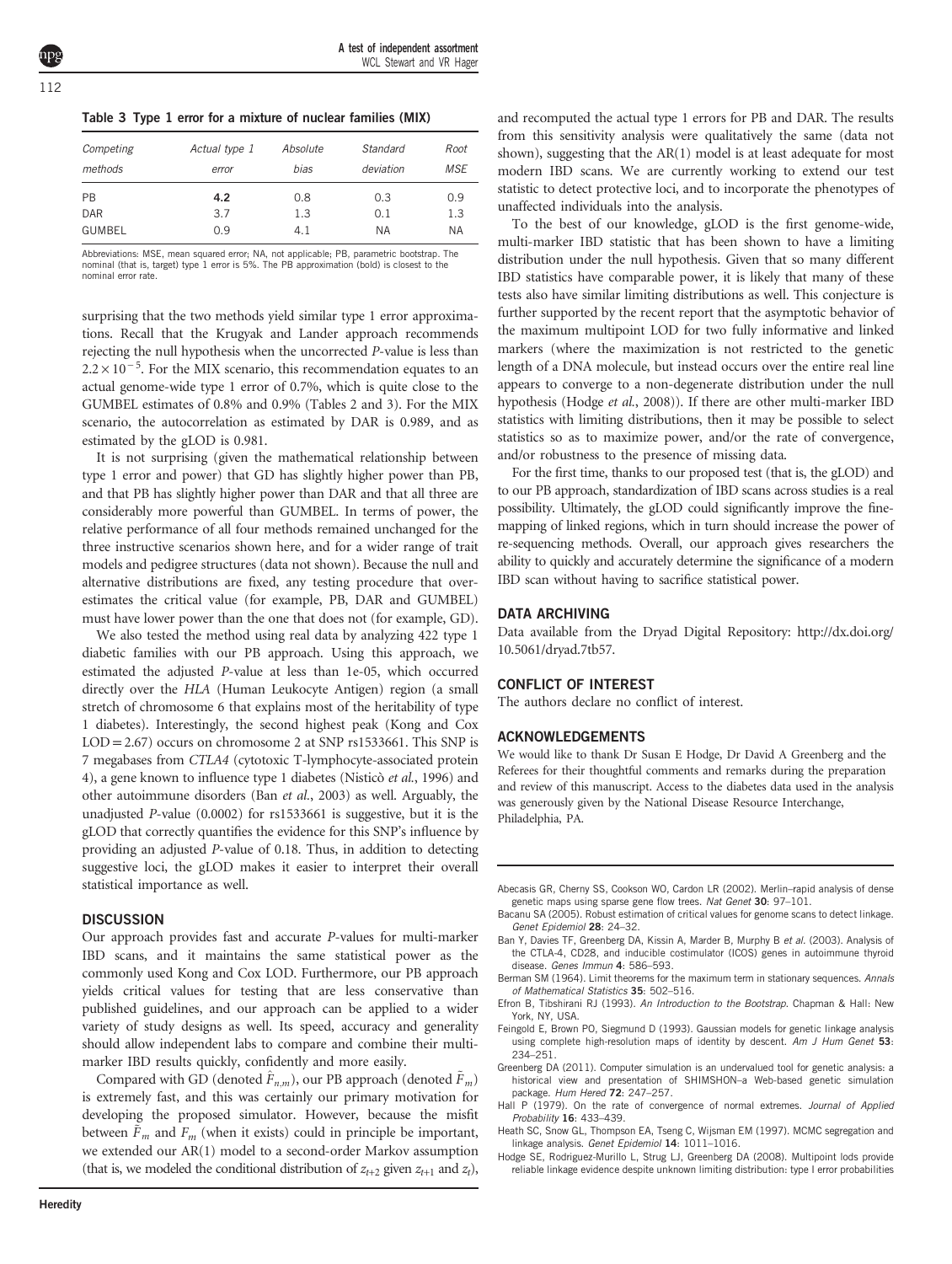**Table 3 Type 1 error for a mixture of nuclear families (MIX)**

| Competing methods | Actual type 1 error | Absolute bias | Standard deviation | Root MSE |
|---|---|---|---|---|
| PB | **4.2** | 0.8 | 0.3 | 0.9 |
| DAR | 3.7 | 1.3 | 0.1 | 1.3 |
| GUMBEL | 0.9 | 4.1 | NA | NA |

Abbreviations: MSE, mean squared error; NA, not applicable; PB, parametric bootstrap. The nominal (that is, target) type 1 error is 5%. The PB approximation (bold) is closest to the nominal error rate.

surprising that the two methods yield similar type 1 error approximations. Recall that the Krugyak and Lander approach recommends rejecting the null hypothesis when the uncorrected *P*-value is less than $2.2\times10^{-5}$. For the MIX scenario, this recommendation equates to an actual genome-wide type 1 error of 0.7%, which is quite close to the GUMBEL estimates of 0.8% and 0.9% (Tables 2 and 3). For the MIX scenario, the autocorrelation as estimated by DAR is 0.989, and as estimated by the gLOD is 0.981.

It is not surprising (given the mathematical relationship between type 1 error and power) that GD has slightly higher power than PB, and that PB has slightly higher power than DAR and that all three are considerably more powerful than GUMBEL. In terms of power, the relative performance of all four methods remained unchanged for the three instructive scenarios shown here, and for a wider range of trait models and pedigree structures (data not shown). Because the null and alternative distributions are fixed, any testing procedure that overestimates the critical value (for example, PB, DAR and GUMBEL) must have lower power than the one that does not (for example, GD).

We also tested the method using real data by analyzing 422 type 1 diabetic families with our PB approach. Using this approach, we estimated the adjusted *P*-value at less than 1e-05, which occurred directly over the *HLA* (Human Leukocyte Antigen) region (a small stretch of chromosome 6 that explains most of the heritability of type 1 diabetes). Interestingly, the second highest peak (Kong and Cox LOD = 2.67) occurs on chromosome 2 at SNP rs1533661. This SNP is 7 megabases from *CTLA4* (cytotoxic T-lymphocyte-associated protein 4), a gene known to influence type 1 diabetes (Nisticò *et al.*, 1996) and other autoimmune disorders (Ban *et al.*, 2003) as well. Arguably, the unadjusted *P*-value (0.0002) for rs1533661 is suggestive, but it is the gLOD that correctly quantifies the evidence for this SNP's influence by providing an adjusted *P*-value of 0.18. Thus, in addition to detecting suggestive loci, the gLOD makes it easier to interpret their overall statistical importance as well.

## DISCUSSION

Our approach provides fast and accurate *P*-values for multi-marker IBD scans, and it maintains the same statistical power as the commonly used Kong and Cox LOD. Furthermore, our PB approach yields critical values for testing that are less conservative than published guidelines, and our approach can be applied to a wider variety of study designs as well. Its speed, accuracy and generality should allow independent labs to compare and combine their multi-marker IBD results quickly, confidently and more easily.

Compared with GD (denoted $\hat{F}_{n,m}$), our PB approach (denoted $\tilde{F}_m$) is extremely fast, and this was certainly our primary motivation for developing the proposed simulator. However, because the misfit between $\tilde{F}_m$ and $F_m$ (when it exists) could in principle be important, we extended our AR(1) model to a second-order Markov assumption (that is, we modeled the conditional distribution of $z_{t+2}$ given $z_{t+1}$ and $z_t$), and recomputed the actual type 1 errors for PB and DAR. The results from this sensitivity analysis were qualitatively the same (data not shown), suggesting that the AR(1) model is at least adequate for most modern IBD scans. We are currently working to extend our test statistic to detect protective loci, and to incorporate the phenotypes of unaffected individuals into the analysis.

To the best of our knowledge, gLOD is the first genome-wide, multi-marker IBD statistic that has been shown to have a limiting distribution under the null hypothesis. Given that so many different IBD statistics have comparable power, it is likely that many of these tests also have similar limiting distributions as well. This conjecture is further supported by the recent report that the asymptotic behavior of the maximum multipoint LOD for two fully informative and linked markers (where the maximization is not restricted to the genetic length of a DNA molecule, but instead occurs over the entire real line appears to converge to a non-degenerate distribution under the null hypothesis (Hodge *et al.*, 2008)). If there are other multi-marker IBD statistics with limiting distributions, then it may be possible to select statistics so as to maximize power, and/or the rate of convergence, and/or robustness to the presence of missing data.

For the first time, thanks to our proposed test (that is, the gLOD) and to our PB approach, standardization of IBD scans across studies is a real possibility. Ultimately, the gLOD could significantly improve the fine-mapping of linked regions, which in turn should increase the power of re-sequencing methods. Overall, our approach gives researchers the ability to quickly and accurately determine the significance of a modern IBD scan without having to sacrifice statistical power.

## DATA ARCHIVING

Data available from the Dryad Digital Repository: http://dx.doi.org/10.5061/dryad.7tb57.

## CONFLICT OF INTEREST

The authors declare no conflict of interest.

## ACKNOWLEDGEMENTS

We would like to thank Dr Susan E Hodge, Dr David A Greenberg and the Referees for their thoughtful comments and remarks during the preparation and review of this manuscript. Access to the diabetes data used in the analysis was generously given by the National Disease Resource Interchange, Philadelphia, PA.

---

Abecasis GR, Cherny SS, Cookson WO, Cardon LR (2002). Merlin–rapid analysis of dense genetic maps using sparse gene flow trees. *Nat Genet* **30**: 97–101.

Bacanu SA (2005). Robust estimation of critical values for genome scans to detect linkage. *Genet Epidemiol* **28**: 24–32.

Ban Y, Davies TF, Greenberg DA, Kissin A, Marder B, Murphy B *et al.* (2003). Analysis of the CTLA-4, CD28, and inducible costimulator (ICOS) genes in autoimmune thyroid disease. *Genes Immun* **4**: 586–593.

Berman SM (1964). Limit theorems for the maximum term in stationary sequences. *Annals of Mathematical Statistics* **35**: 502–516.

Efron B, Tibshirani RJ (1993). *An Introduction to the Bootstrap*. Chapman & Hall: New York, NY, USA.

Feingold E, Brown PO, Siegmund D (1993). Gaussian models for genetic linkage analysis using complete high-resolution maps of identity by descent. *Am J Hum Genet* **53**: 234–251.

Greenberg DA (2011). Computer simulation is an undervalued tool for genetic analysis: a historical view and presentation of SHIMSHON–a Web-based genetic simulation package. *Hum Hered* **72**: 247–257.

Hall P (1979). On the rate of convergence of normal extremes. *Journal of Applied Probability* **16**: 433–439.

Heath SC, Snow GL, Thompson EA, Tseng C, Wijsman EM (1997). MCMC segregation and linkage analysis. *Genet Epidemiol* **14**: 1011–1016.

Hodge SE, Rodriguez-Murillo L, Strug LJ, Greenberg DA (2008). Multipoint lods provide reliable linkage evidence despite unknown limiting distribution: type I error probabilities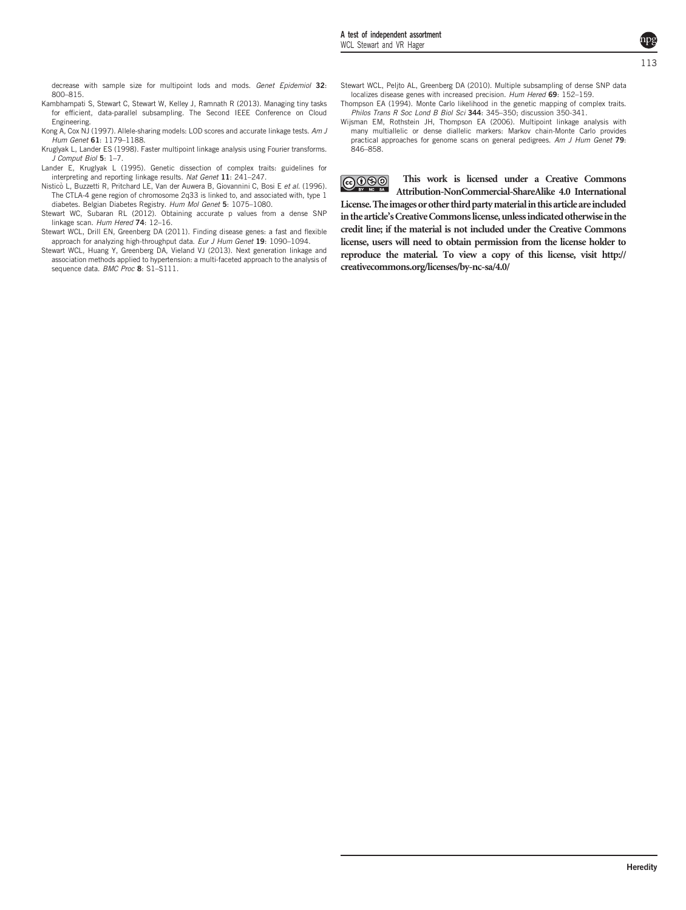decrease with sample size for multipoint lods and mods. *Genet Epidemiol* **32**: 800–815.

Kambhampati S, Stewart C, Stewart W, Kelley J, Ramnath R (2013). Managing tiny tasks for efficient, data-parallel subsampling. The Second IEEE Conference on Cloud Engineering.

Kong A, Cox NJ (1997). Allele-sharing models: LOD scores and accurate linkage tests. *Am J Hum Genet* **61**: 1179–1188.

Kruglyak L, Lander ES (1998). Faster multipoint linkage analysis using Fourier transforms. *J Comput Biol* **5**: 1–7.

Lander E, Kruglyak L (1995). Genetic dissection of complex traits: guidelines for interpreting and reporting linkage results. *Nat Genet* **11**: 241–247.

Nisticò L, Buzzetti R, Pritchard LE, Van der Auwera B, Giovannini C, Bosi E *et al.* (1996). The CTLA-4 gene region of chromosome 2q33 is linked to, and associated with, type 1 diabetes. Belgian Diabetes Registry. *Hum Mol Genet* **5**: 1075–1080.

Stewart WC, Subaran RL (2012). Obtaining accurate p values from a dense SNP linkage scan. *Hum Hered* **74**: 12–16.

Stewart WCL, Drill EN, Greenberg DA (2011). Finding disease genes: a fast and flexible approach for analyzing high-throughput data. *Eur J Hum Genet* **19**: 1090–1094.

Stewart WCL, Huang Y, Greenberg DA, Vieland VJ (2013). Next generation linkage and association methods applied to hypertension: a multi-faceted approach to the analysis of sequence data. *BMC Proc* **8**: S1–S111.

Stewart WCL, Peljto AL, Greenberg DA (2010). Multiple subsampling of dense SNP data localizes disease genes with increased precision. *Hum Hered* **69**: 152–159.

Thompson EA (1994). Monte Carlo likelihood in the genetic mapping of complex traits. *Philos Trans R Soc Lond B Biol Sci* **344**: 345–350; discussion 350-341.

Wijsman EM, Rothstein JH, Thompson EA (2006). Multipoint linkage analysis with many multiallelic or dense diallelic markers: Markov chain-Monte Carlo provides practical approaches for genome scans on general pedigrees. *Am J Hum Genet* **79**: 846–858.

**This work is licensed under a Creative Commons Attribution-NonCommercial-ShareAlike 4.0 International License. The images or other third party material in this article are included in the article's Creative Commons license, unless indicated otherwise in the credit line; if the material is not included under the Creative Commons license, users will need to obtain permission from the license holder to reproduce the material. To view a copy of this license, visit http://creativecommons.org/licenses/by-nc-sa/4.0/**